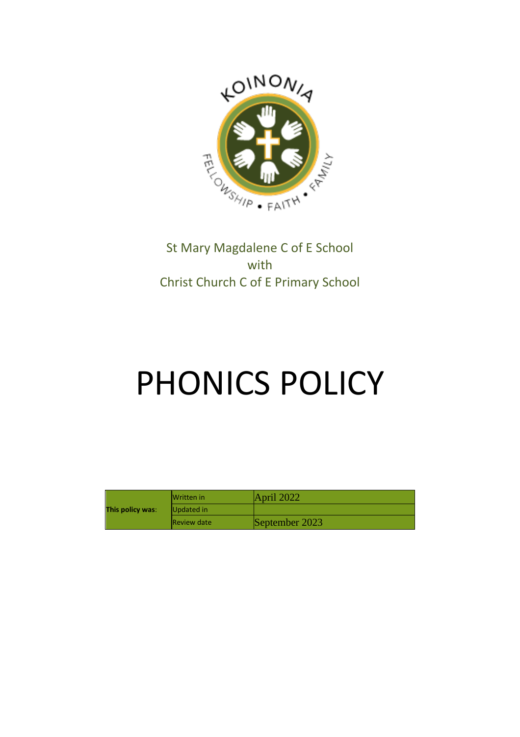St Mary Magdalene C of E School
with
Christ Church C of E Primary School

# PHONICS POLICY

| This policy was: | Written in | April 2022 |
|---|---|---|
| | Updated in | |
| | Review date | September 2023 |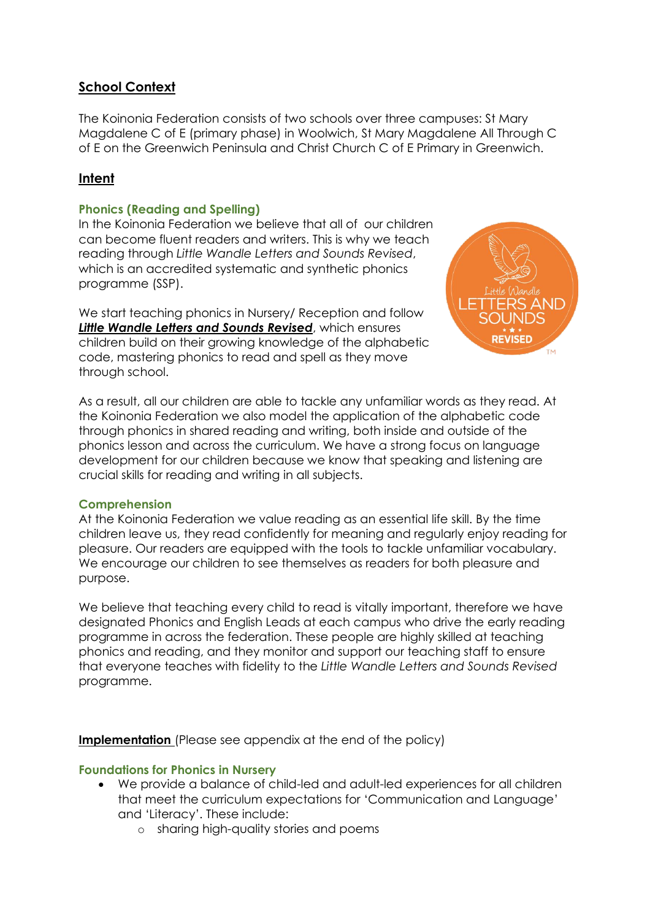## School Context

The Koinonia Federation consists of two schools over three campuses: St Mary Magdalene C of E (primary phase) in Woolwich, St Mary Magdalene All Through C of E on the Greenwich Peninsula and Christ Church C of E Primary in Greenwich.

## Intent

### Phonics (Reading and Spelling)

In the Koinonia Federation we believe that all of our children can become fluent readers and writers. This is why we teach reading through *Little Wandle Letters and Sounds Revised*, which is an accredited systematic and synthetic phonics programme (SSP).

We start teaching phonics in Nursery/ Reception and follow ***Little Wandle Letters and Sounds Revised***, which ensures children build on their growing knowledge of the alphabetic code, mastering phonics to read and spell as they move through school.

As a result, all our children are able to tackle any unfamiliar words as they read. At the Koinonia Federation we also model the application of the alphabetic code through phonics in shared reading and writing, both inside and outside of the phonics lesson and across the curriculum. We have a strong focus on language development for our children because we know that speaking and listening are crucial skills for reading and writing in all subjects.

### Comprehension

At the Koinonia Federation we value reading as an essential life skill. By the time children leave us, they read confidently for meaning and regularly enjoy reading for pleasure. Our readers are equipped with the tools to tackle unfamiliar vocabulary. We encourage our children to see themselves as readers for both pleasure and purpose.

We believe that teaching every child to read is vitally important, therefore we have designated Phonics and English Leads at each campus who drive the early reading programme in across the federation. These people are highly skilled at teaching phonics and reading, and they monitor and support our teaching staff to ensure that everyone teaches with fidelity to the *Little Wandle Letters and Sounds Revised* programme.

**Implementation** (Please see appendix at the end of the policy)

### Foundations for Phonics in Nursery

- We provide a balance of child-led and adult-led experiences for all children that meet the curriculum expectations for 'Communication and Language' and 'Literacy'. These include:
  - sharing high-quality stories and poems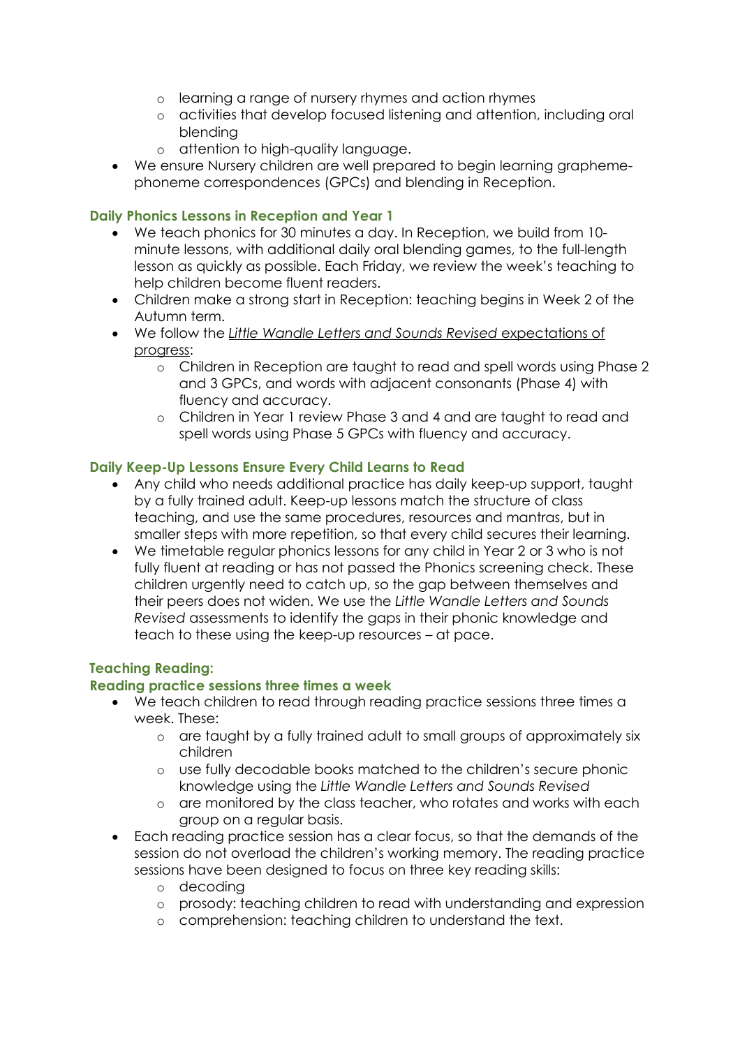- learning a range of nursery rhymes and action rhymes
  - activities that develop focused listening and attention, including oral blending
  - attention to high-quality language.
- We ensure Nursery children are well prepared to begin learning grapheme-phoneme correspondences (GPCs) and blending in Reception.

### Daily Phonics Lessons in Reception and Year 1

- We teach phonics for 30 minutes a day. In Reception, we build from 10-minute lessons, with additional daily oral blending games, to the full-length lesson as quickly as possible. Each Friday, we review the week's teaching to help children become fluent readers.
- Children make a strong start in Reception: teaching begins in Week 2 of the Autumn term.
- We follow the *Little Wandle Letters and Sounds Revised* expectations of progress:
  - Children in Reception are taught to read and spell words using Phase 2 and 3 GPCs, and words with adjacent consonants (Phase 4) with fluency and accuracy.
  - Children in Year 1 review Phase 3 and 4 and are taught to read and spell words using Phase 5 GPCs with fluency and accuracy.

### Daily Keep-Up Lessons Ensure Every Child Learns to Read

- Any child who needs additional practice has daily keep-up support, taught by a fully trained adult. Keep-up lessons match the structure of class teaching, and use the same procedures, resources and mantras, but in smaller steps with more repetition, so that every child secures their learning.
- We timetable regular phonics lessons for any child in Year 2 or 3 who is not fully fluent at reading or has not passed the Phonics screening check. These children urgently need to catch up, so the gap between themselves and their peers does not widen. We use the *Little Wandle Letters and Sounds Revised* assessments to identify the gaps in their phonic knowledge and teach to these using the keep-up resources – at pace.

### Teaching Reading:

### Reading practice sessions three times a week

- We teach children to read through reading practice sessions three times a week. These:
  - are taught by a fully trained adult to small groups of approximately six children
  - use fully decodable books matched to the children's secure phonic knowledge using the *Little Wandle Letters and Sounds Revised*
  - are monitored by the class teacher, who rotates and works with each group on a regular basis.
- Each reading practice session has a clear focus, so that the demands of the session do not overload the children's working memory. The reading practice sessions have been designed to focus on three key reading skills:
  - decoding
  - prosody: teaching children to read with understanding and expression
  - comprehension: teaching children to understand the text.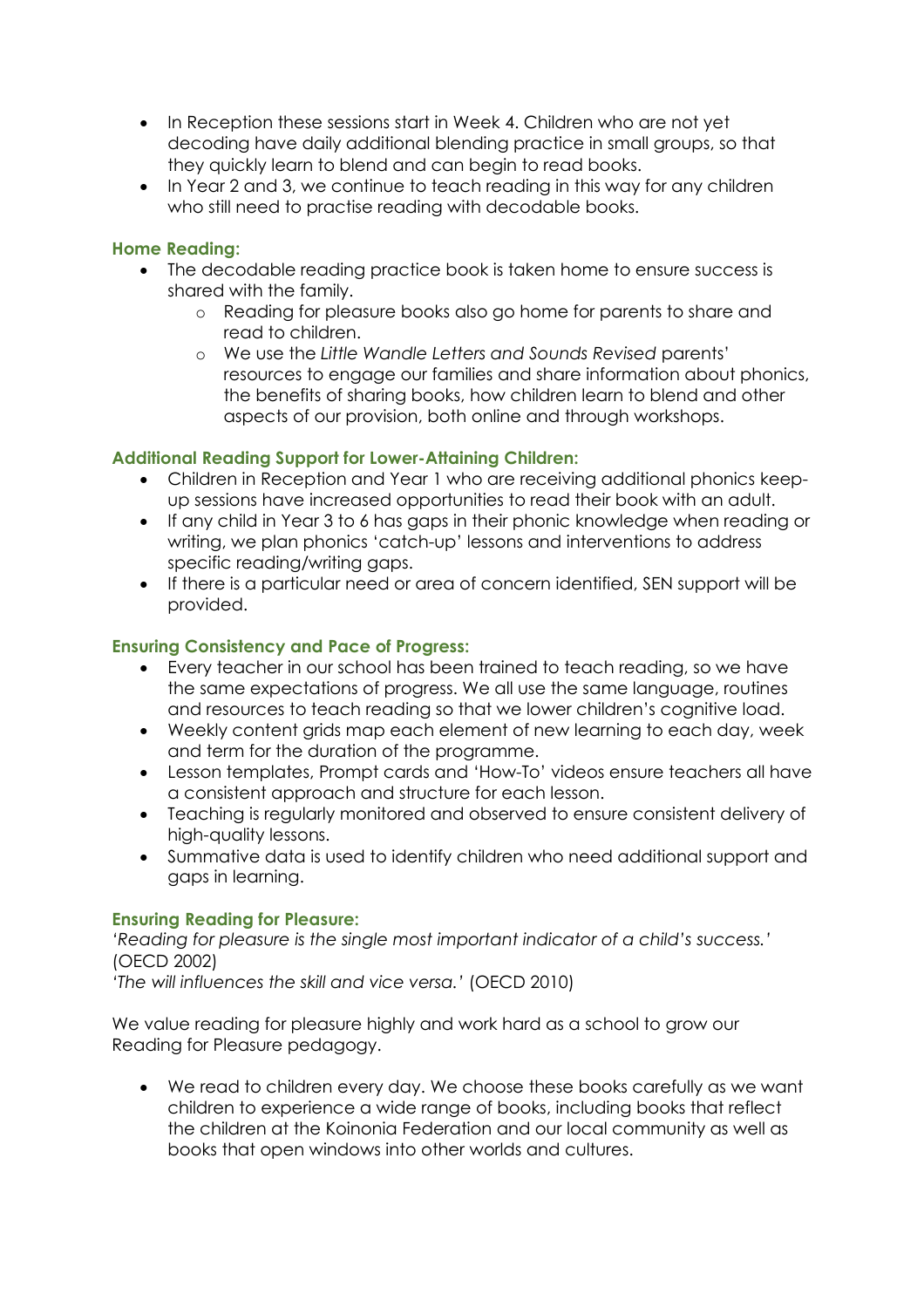- In Reception these sessions start in Week 4. Children who are not yet decoding have daily additional blending practice in small groups, so that they quickly learn to blend and can begin to read books.
- In Year 2 and 3, we continue to teach reading in this way for any children who still need to practise reading with decodable books.

### Home Reading:

- The decodable reading practice book is taken home to ensure success is shared with the family.
  - Reading for pleasure books also go home for parents to share and read to children.
  - We use the *Little Wandle Letters and Sounds Revised* parents' resources to engage our families and share information about phonics, the benefits of sharing books, how children learn to blend and other aspects of our provision, both online and through workshops.

### Additional Reading Support for Lower-Attaining Children:

- Children in Reception and Year 1 who are receiving additional phonics keep-up sessions have increased opportunities to read their book with an adult.
- If any child in Year 3 to 6 has gaps in their phonic knowledge when reading or writing, we plan phonics 'catch-up' lessons and interventions to address specific reading/writing gaps.
- If there is a particular need or area of concern identified, SEN support will be provided.

### Ensuring Consistency and Pace of Progress:

- Every teacher in our school has been trained to teach reading, so we have the same expectations of progress. We all use the same language, routines and resources to teach reading so that we lower children's cognitive load.
- Weekly content grids map each element of new learning to each day, week and term for the duration of the programme.
- Lesson templates, Prompt cards and 'How-To' videos ensure teachers all have a consistent approach and structure for each lesson.
- Teaching is regularly monitored and observed to ensure consistent delivery of high-quality lessons.
- Summative data is used to identify children who need additional support and gaps in learning.

### Ensuring Reading for Pleasure:

*'Reading for pleasure is the single most important indicator of a child's success.'* (OECD 2002)
*'The will influences the skill and vice versa.'* (OECD 2010)

We value reading for pleasure highly and work hard as a school to grow our Reading for Pleasure pedagogy.

- We read to children every day. We choose these books carefully as we want children to experience a wide range of books, including books that reflect the children at the Koinonia Federation and our local community as well as books that open windows into other worlds and cultures.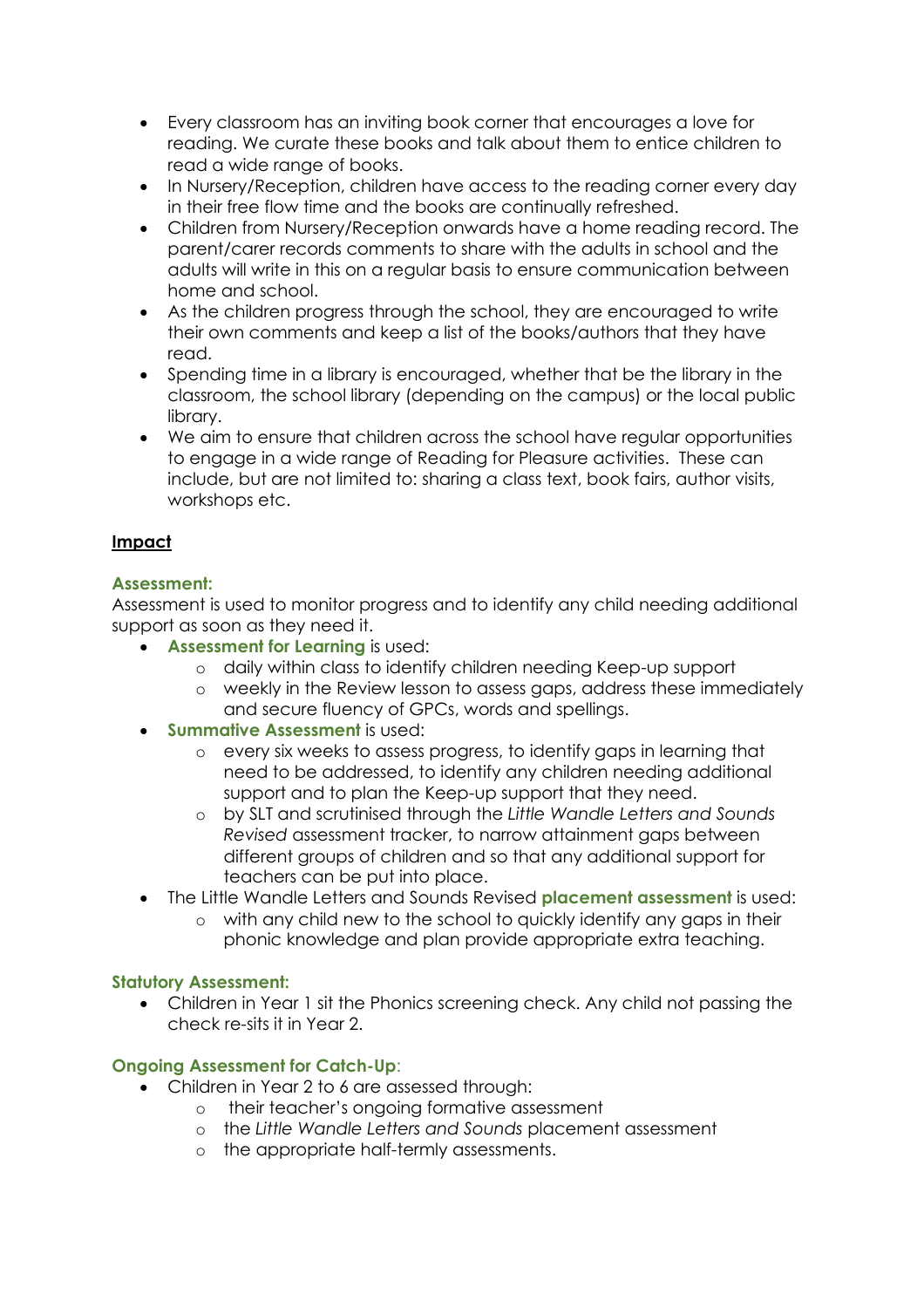- Every classroom has an inviting book corner that encourages a love for reading. We curate these books and talk about them to entice children to read a wide range of books.
- In Nursery/Reception, children have access to the reading corner every day in their free flow time and the books are continually refreshed.
- Children from Nursery/Reception onwards have a home reading record. The parent/carer records comments to share with the adults in school and the adults will write in this on a regular basis to ensure communication between home and school.
- As the children progress through the school, they are encouraged to write their own comments and keep a list of the books/authors that they have read.
- Spending time in a library is encouraged, whether that be the library in the classroom, the school library (depending on the campus) or the local public library.
- We aim to ensure that children across the school have regular opportunities to engage in a wide range of Reading for Pleasure activities. These can include, but are not limited to: sharing a class text, book fairs, author visits, workshops etc.

## Impact

### Assessment:

Assessment is used to monitor progress and to identify any child needing additional support as soon as they need it.

- **Assessment for Learning** is used:
  - daily within class to identify children needing Keep-up support
  - weekly in the Review lesson to assess gaps, address these immediately and secure fluency of GPCs, words and spellings.
- **Summative Assessment** is used:
  - every six weeks to assess progress, to identify gaps in learning that need to be addressed, to identify any children needing additional support and to plan the Keep-up support that they need.
  - by SLT and scrutinised through the *Little Wandle Letters and Sounds Revised* assessment tracker, to narrow attainment gaps between different groups of children and so that any additional support for teachers can be put into place.
- The Little Wandle Letters and Sounds Revised **placement assessment** is used:
  - with any child new to the school to quickly identify any gaps in their phonic knowledge and plan provide appropriate extra teaching.

### Statutory Assessment:

- Children in Year 1 sit the Phonics screening check. Any child not passing the check re-sits it in Year 2.

### Ongoing Assessment for Catch-Up:

- Children in Year 2 to 6 are assessed through:
  - their teacher's ongoing formative assessment
  - the *Little Wandle Letters and Sounds* placement assessment
  - the appropriate half-termly assessments.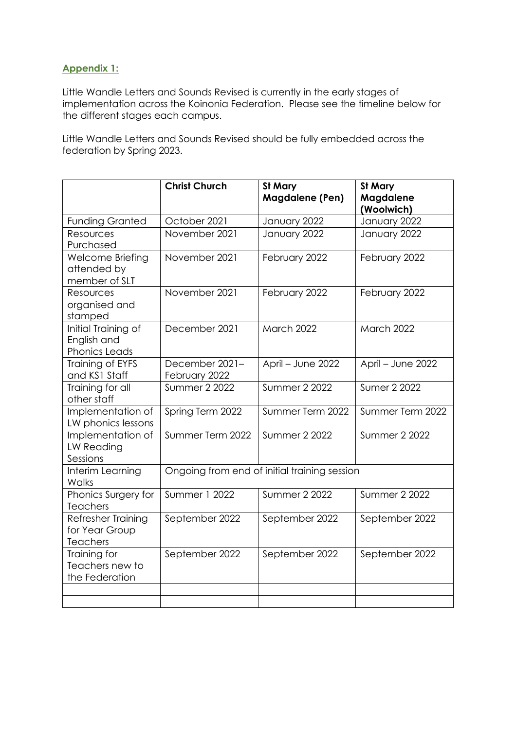**Appendix 1:**

Little Wandle Letters and Sounds Revised is currently in the early stages of implementation across the Koinonia Federation. Please see the timeline below for the different stages each campus.

Little Wandle Letters and Sounds Revised should be fully embedded across the federation by Spring 2023.

| | **Christ Church** | **St Mary Magdalene (Pen)** | **St Mary Magdalene (Woolwich)** |
|---|---|---|---|
| Funding Granted | October 2021 | January 2022 | January 2022 |
| Resources Purchased | November 2021 | January 2022 | January 2022 |
| Welcome Briefing attended by member of SLT | November 2021 | February 2022 | February 2022 |
| Resources organised and stamped | November 2021 | February 2022 | February 2022 |
| Initial Training of English and Phonics Leads | December 2021 | March 2022 | March 2022 |
| Training of EYFS and KS1 Staff | December 2021– February 2022 | April – June 2022 | April – June 2022 |
| Training for all other staff | Summer 2 2022 | Summer 2 2022 | Sumer 2 2022 |
| Implementation of LW phonics lessons | Spring Term 2022 | Summer Term 2022 | Summer Term 2022 |
| Implementation of LW Reading Sessions | Summer Term 2022 | Summer 2 2022 | Summer 2 2022 |
| Interim Learning Walks | Ongoing from end of initial training session | | |
| Phonics Surgery for Teachers | Summer 1 2022 | Summer 2 2022 | Summer 2 2022 |
| Refresher Training for Year Group Teachers | September 2022 | September 2022 | September 2022 |
| Training for Teachers new to the Federation | September 2022 | September 2022 | September 2022 |
| | | | |
| | | | |